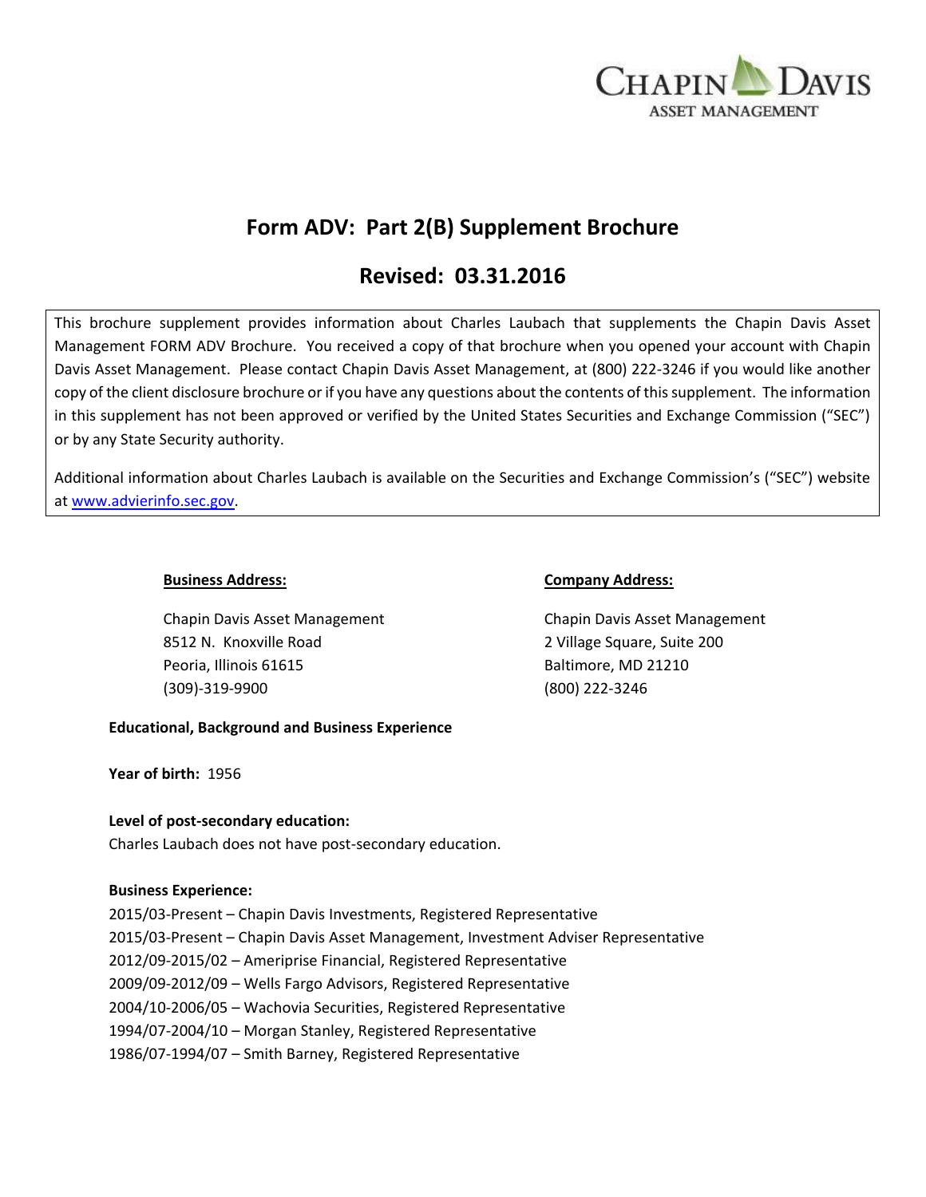# Form ADV: Part 2(B) Supplement Brochure

## Revised: 03.31.2016

This brochure supplement provides information about Charles Laubach that supplements the Chapin Davis Asset Management FORM ADV Brochure. You received a copy of that brochure when you opened your account with Chapin Davis Asset Management. Please contact Chapin Davis Asset Management, at (800) 222-3246 if you would like another copy of the client disclosure brochure or if you have any questions about the contents of this supplement. The information in this supplement has not been approved or verified by the United States Securities and Exchange Commission ("SEC") or by any State Security authority.

Additional information about Charles Laubach is available on the Securities and Exchange Commission's ("SEC") website at www.advierinfo.sec.gov.

**Business Address:**

Chapin Davis Asset Management
8512 N. Knoxville Road
Peoria, Illinois 61615
(309)-319-9900

**Company Address:**

Chapin Davis Asset Management
2 Village Square, Suite 200
Baltimore, MD 21210
(800) 222-3246

**Educational, Background and Business Experience**

**Year of birth:** 1956

**Level of post-secondary education:**
Charles Laubach does not have post-secondary education.

**Business Experience:**
2015/03-Present – Chapin Davis Investments, Registered Representative
2015/03-Present – Chapin Davis Asset Management, Investment Adviser Representative
2012/09-2015/02 – Ameriprise Financial, Registered Representative
2009/09-2012/09 – Wells Fargo Advisors, Registered Representative
2004/10-2006/05 – Wachovia Securities, Registered Representative
1994/07-2004/10 – Morgan Stanley, Registered Representative
1986/07-1994/07 – Smith Barney, Registered Representative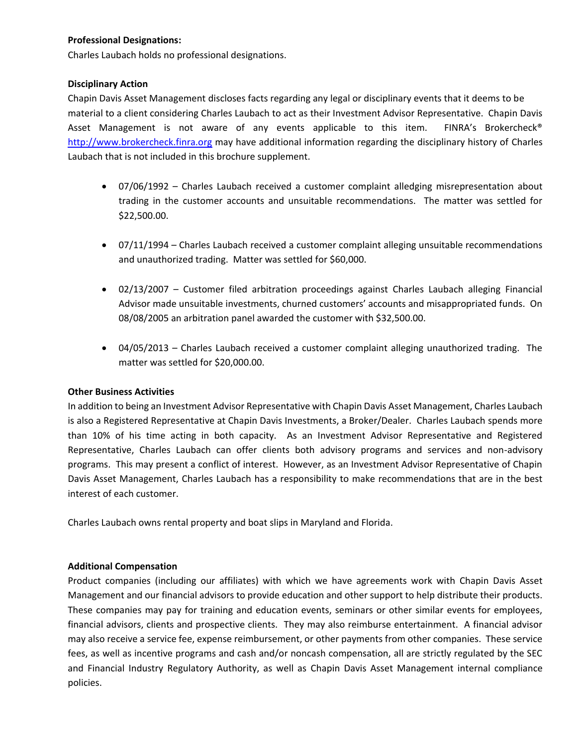**Professional Designations:**

Charles Laubach holds no professional designations.

**Disciplinary Action**

Chapin Davis Asset Management discloses facts regarding any legal or disciplinary events that it deems to be material to a client considering Charles Laubach to act as their Investment Advisor Representative. Chapin Davis Asset Management is not aware of any events applicable to this item. FINRA's Brokercheck® http://www.brokercheck.finra.org may have additional information regarding the disciplinary history of Charles Laubach that is not included in this brochure supplement.

- 07/06/1992 – Charles Laubach received a customer complaint alledging misrepresentation about trading in the customer accounts and unsuitable recommendations. The matter was settled for $22,500.00.

- 07/11/1994 – Charles Laubach received a customer complaint alleging unsuitable recommendations and unauthorized trading. Matter was settled for $60,000.

- 02/13/2007 – Customer filed arbitration proceedings against Charles Laubach alleging Financial Advisor made unsuitable investments, churned customers' accounts and misappropriated funds. On 08/08/2005 an arbitration panel awarded the customer with $32,500.00.

- 04/05/2013 – Charles Laubach received a customer complaint alleging unauthorized trading. The matter was settled for $20,000.00.

**Other Business Activities**

In addition to being an Investment Advisor Representative with Chapin Davis Asset Management, Charles Laubach is also a Registered Representative at Chapin Davis Investments, a Broker/Dealer. Charles Laubach spends more than 10% of his time acting in both capacity. As an Investment Advisor Representative and Registered Representative, Charles Laubach can offer clients both advisory programs and services and non-advisory programs. This may present a conflict of interest. However, as an Investment Advisor Representative of Chapin Davis Asset Management, Charles Laubach has a responsibility to make recommendations that are in the best interest of each customer.

Charles Laubach owns rental property and boat slips in Maryland and Florida.

**Additional Compensation**

Product companies (including our affiliates) with which we have agreements work with Chapin Davis Asset Management and our financial advisors to provide education and other support to help distribute their products. These companies may pay for training and education events, seminars or other similar events for employees, financial advisors, clients and prospective clients. They may also reimburse entertainment. A financial advisor may also receive a service fee, expense reimbursement, or other payments from other companies. These service fees, as well as incentive programs and cash and/or noncash compensation, all are strictly regulated by the SEC and Financial Industry Regulatory Authority, as well as Chapin Davis Asset Management internal compliance policies.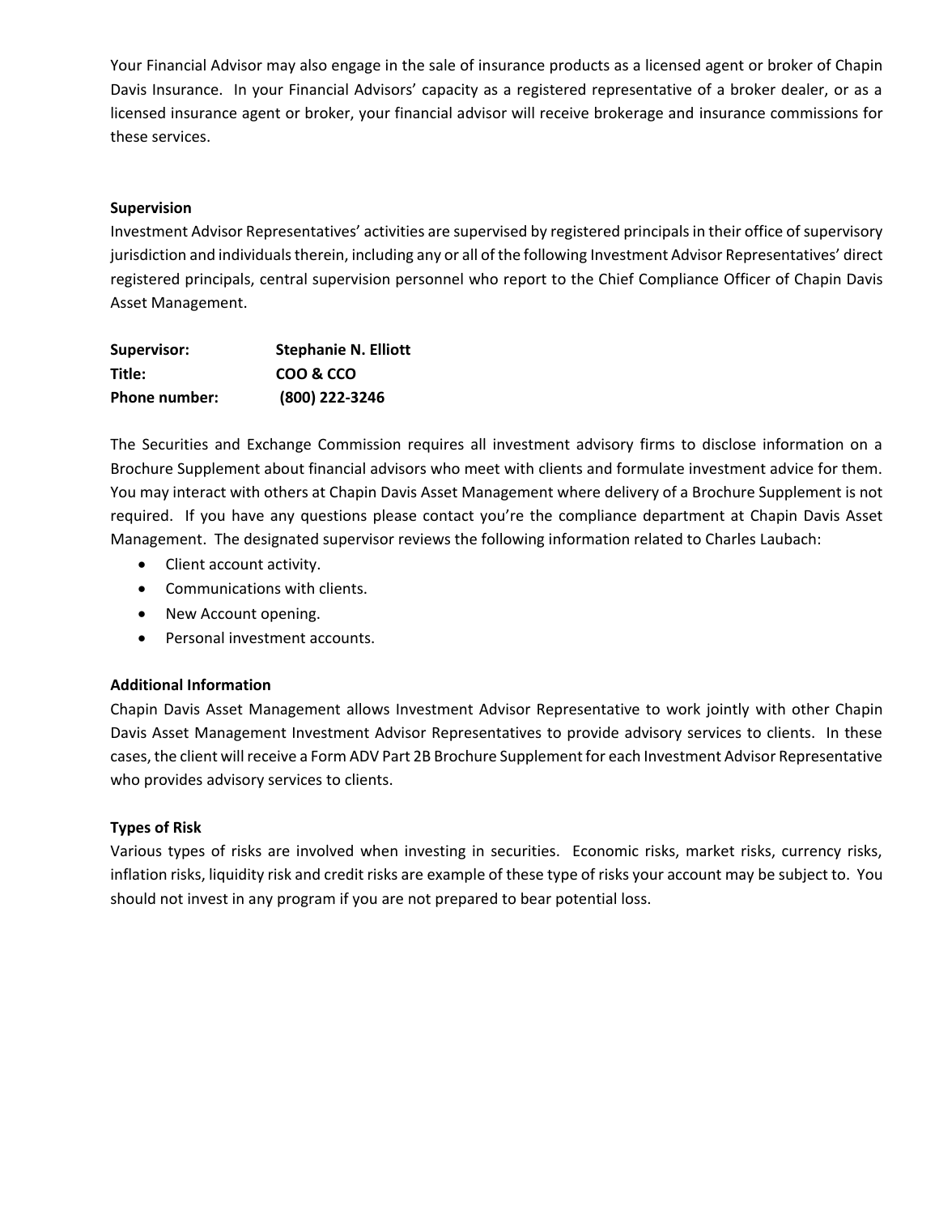Your Financial Advisor may also engage in the sale of insurance products as a licensed agent or broker of Chapin Davis Insurance. In your Financial Advisors' capacity as a registered representative of a broker dealer, or as a licensed insurance agent or broker, your financial advisor will receive brokerage and insurance commissions for these services.

**Supervision**

Investment Advisor Representatives' activities are supervised by registered principals in their office of supervisory jurisdiction and individuals therein, including any or all of the following Investment Advisor Representatives' direct registered principals, central supervision personnel who report to the Chief Compliance Officer of Chapin Davis Asset Management.

| | |
|---|---|
| **Supervisor:** | **Stephanie N. Elliott** |
| **Title:** | **COO & CCO** |
| **Phone number:** | **(800) 222-3246** |

The Securities and Exchange Commission requires all investment advisory firms to disclose information on a Brochure Supplement about financial advisors who meet with clients and formulate investment advice for them. You may interact with others at Chapin Davis Asset Management where delivery of a Brochure Supplement is not required. If you have any questions please contact you're the compliance department at Chapin Davis Asset Management. The designated supervisor reviews the following information related to Charles Laubach:

- Client account activity.
- Communications with clients.
- New Account opening.
- Personal investment accounts.

**Additional Information**

Chapin Davis Asset Management allows Investment Advisor Representative to work jointly with other Chapin Davis Asset Management Investment Advisor Representatives to provide advisory services to clients. In these cases, the client will receive a Form ADV Part 2B Brochure Supplement for each Investment Advisor Representative who provides advisory services to clients.

**Types of Risk**

Various types of risks are involved when investing in securities. Economic risks, market risks, currency risks, inflation risks, liquidity risk and credit risks are example of these type of risks your account may be subject to. You should not invest in any program if you are not prepared to bear potential loss.